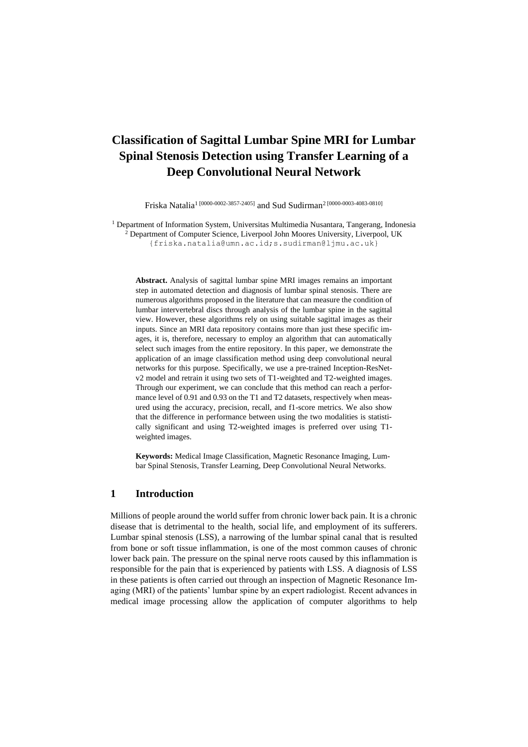# Classification of Sagittal Lumbar Spine MRI for Lumbar Spinal Stenosis Detection using Transfer Learning of a Deep Convolutional Neural Network

Friska Natalia[1 [0000-0002-3857-2405]] and Sud Sudirman[2 [0000-0003-4083-0810]]

[1] Department of Information System, Universitas Multimedia Nusantara, Tangerang, Indonesia
[2] Department of Computer Science, Liverpool John Moores University, Liverpool, UK
{friska.natalia@umn.ac.id;s.sudirman@ljmu.ac.uk}

**Abstract.** Analysis of sagittal lumbar spine MRI images remains an important step in automated detection and diagnosis of lumbar spinal stenosis. There are numerous algorithms proposed in the literature that can measure the condition of lumbar intervertebral discs through analysis of the lumbar spine in the sagittal view. However, these algorithms rely on using suitable sagittal images as their inputs. Since an MRI data repository contains more than just these specific images, it is, therefore, necessary to employ an algorithm that can automatically select such images from the entire repository. In this paper, we demonstrate the application of an image classification method using deep convolutional neural networks for this purpose. Specifically, we use a pre-trained Inception-ResNet-v2 model and retrain it using two sets of T1-weighted and T2-weighted images. Through our experiment, we can conclude that this method can reach a performance level of 0.91 and 0.93 on the T1 and T2 datasets, respectively when measured using the accuracy, precision, recall, and f1-score metrics. We also show that the difference in performance between using the two modalities is statistically significant and using T2-weighted images is preferred over using T1-weighted images.

**Keywords:** Medical Image Classification, Magnetic Resonance Imaging, Lumbar Spinal Stenosis, Transfer Learning, Deep Convolutional Neural Networks.

## 1 Introduction

Millions of people around the world suffer from chronic lower back pain. It is a chronic disease that is detrimental to the health, social life, and employment of its sufferers. Lumbar spinal stenosis (LSS), a narrowing of the lumbar spinal canal that is resulted from bone or soft tissue inflammation, is one of the most common causes of chronic lower back pain. The pressure on the spinal nerve roots caused by this inflammation is responsible for the pain that is experienced by patients with LSS. A diagnosis of LSS in these patients is often carried out through an inspection of Magnetic Resonance Imaging (MRI) of the patients' lumbar spine by an expert radiologist. Recent advances in medical image processing allow the application of computer algorithms to help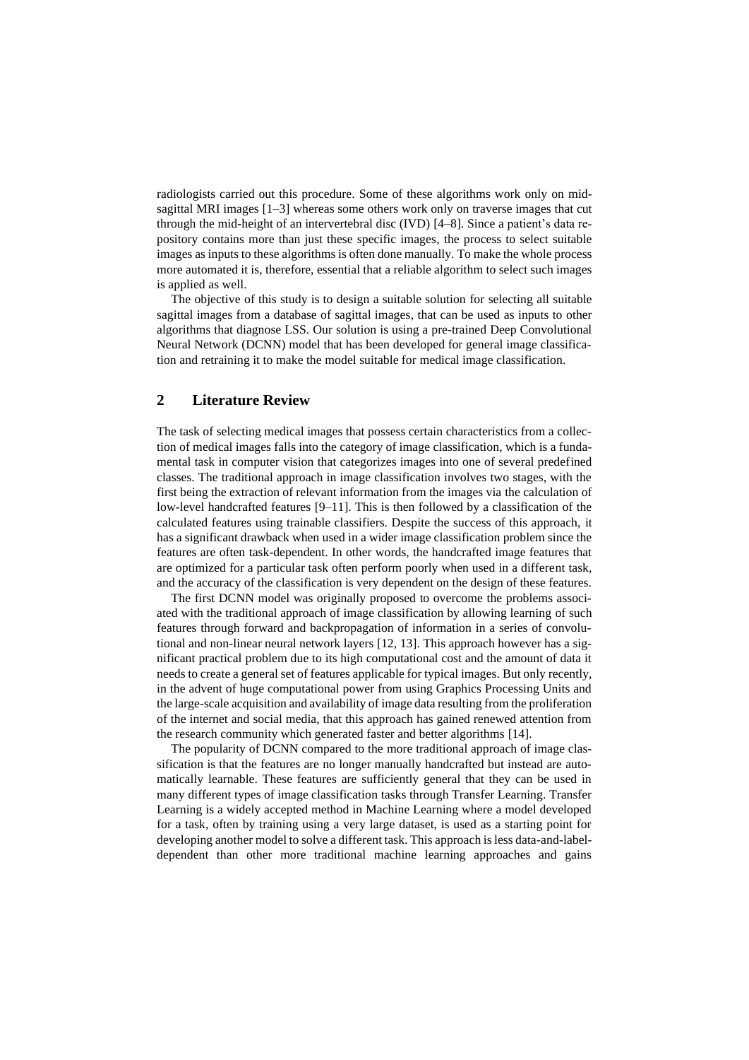radiologists carried out this procedure. Some of these algorithms work only on mid-sagittal MRI images [1–3] whereas some others work only on traverse images that cut through the mid-height of an intervertebral disc (IVD) [4–8]. Since a patient's data repository contains more than just these specific images, the process to select suitable images as inputs to these algorithms is often done manually. To make the whole process more automated it is, therefore, essential that a reliable algorithm to select such images is applied as well.

The objective of this study is to design a suitable solution for selecting all suitable sagittal images from a database of sagittal images, that can be used as inputs to other algorithms that diagnose LSS. Our solution is using a pre-trained Deep Convolutional Neural Network (DCNN) model that has been developed for general image classification and retraining it to make the model suitable for medical image classification.

## 2 Literature Review

The task of selecting medical images that possess certain characteristics from a collection of medical images falls into the category of image classification, which is a fundamental task in computer vision that categorizes images into one of several predefined classes. The traditional approach in image classification involves two stages, with the first being the extraction of relevant information from the images via the calculation of low-level handcrafted features [9–11]. This is then followed by a classification of the calculated features using trainable classifiers. Despite the success of this approach, it has a significant drawback when used in a wider image classification problem since the features are often task-dependent. In other words, the handcrafted image features that are optimized for a particular task often perform poorly when used in a different task, and the accuracy of the classification is very dependent on the design of these features.

The first DCNN model was originally proposed to overcome the problems associated with the traditional approach of image classification by allowing learning of such features through forward and backpropagation of information in a series of convolutional and non-linear neural network layers [12, 13]. This approach however has a significant practical problem due to its high computational cost and the amount of data it needs to create a general set of features applicable for typical images. But only recently, in the advent of huge computational power from using Graphics Processing Units and the large-scale acquisition and availability of image data resulting from the proliferation of the internet and social media, that this approach has gained renewed attention from the research community which generated faster and better algorithms [14].

The popularity of DCNN compared to the more traditional approach of image classification is that the features are no longer manually handcrafted but instead are automatically learnable. These features are sufficiently general that they can be used in many different types of image classification tasks through Transfer Learning. Transfer Learning is a widely accepted method in Machine Learning where a model developed for a task, often by training using a very large dataset, is used as a starting point for developing another model to solve a different task. This approach is less data-and-label-dependent than other more traditional machine learning approaches and gains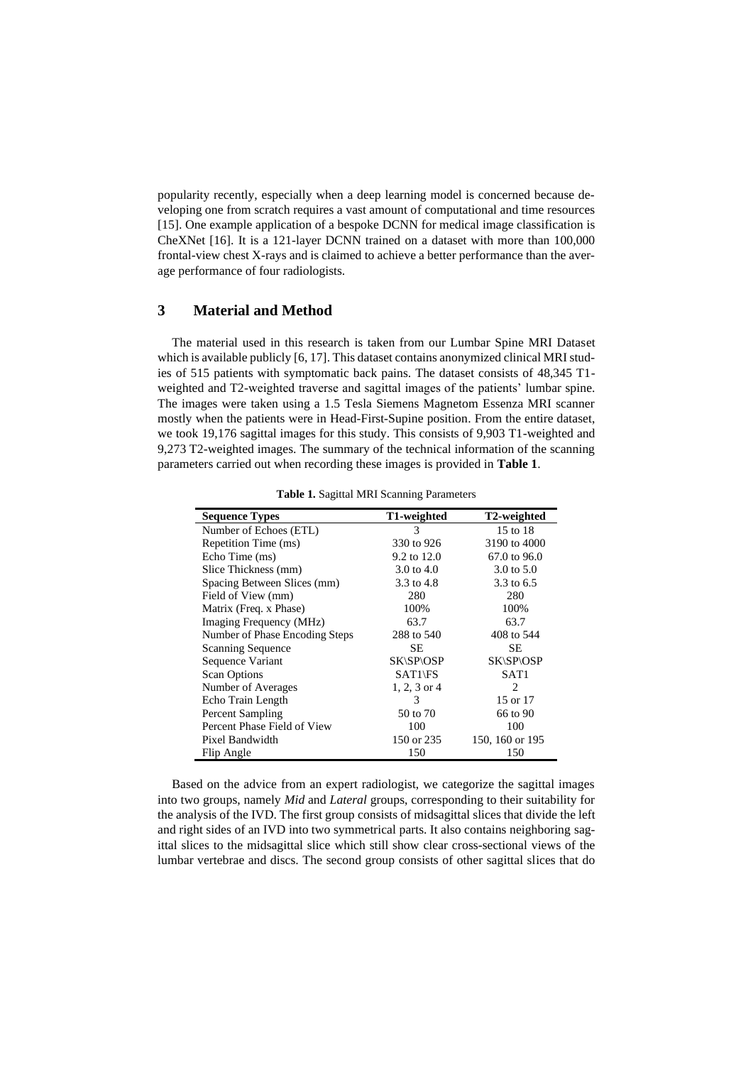popularity recently, especially when a deep learning model is concerned because developing one from scratch requires a vast amount of computational and time resources [15]. One example application of a bespoke DCNN for medical image classification is CheXNet [16]. It is a 121-layer DCNN trained on a dataset with more than 100,000 frontal-view chest X-rays and is claimed to achieve a better performance than the average performance of four radiologists.

## 3 Material and Method

The material used in this research is taken from our Lumbar Spine MRI Dataset which is available publicly [6, 17]. This dataset contains anonymized clinical MRI studies of 515 patients with symptomatic back pains. The dataset consists of 48,345 T1-weighted and T2-weighted traverse and sagittal images of the patients' lumbar spine. The images were taken using a 1.5 Tesla Siemens Magnetom Essenza MRI scanner mostly when the patients were in Head-First-Supine position. From the entire dataset, we took 19,176 sagittal images for this study. This consists of 9,903 T1-weighted and 9,273 T2-weighted images. The summary of the technical information of the scanning parameters carried out when recording these images is provided in **Table 1**.

**Table 1.** Sagittal MRI Scanning Parameters

| Sequence Types | T1-weighted | T2-weighted |
|---|---|---|
| Number of Echoes (ETL) | 3 | 15 to 18 |
| Repetition Time (ms) | 330 to 926 | 3190 to 4000 |
| Echo Time (ms) | 9.2 to 12.0 | 67.0 to 96.0 |
| Slice Thickness (mm) | 3.0 to 4.0 | 3.0 to 5.0 |
| Spacing Between Slices (mm) | 3.3 to 4.8 | 3.3 to 6.5 |
| Field of View (mm) | 280 | 280 |
| Matrix (Freq. x Phase) | 100% | 100% |
| Imaging Frequency (MHz) | 63.7 | 63.7 |
| Number of Phase Encoding Steps | 288 to 540 | 408 to 544 |
| Scanning Sequence | SE | SE |
| Sequence Variant | SK\SP\OSP | SK\SP\OSP |
| Scan Options | SAT1\FS | SAT1 |
| Number of Averages | 1, 2, 3 or 4 | 2 |
| Echo Train Length | 3 | 15 or 17 |
| Percent Sampling | 50 to 70 | 66 to 90 |
| Percent Phase Field of View | 100 | 100 |
| Pixel Bandwidth | 150 or 235 | 150, 160 or 195 |
| Flip Angle | 150 | 150 |

Based on the advice from an expert radiologist, we categorize the sagittal images into two groups, namely *Mid* and *Lateral* groups, corresponding to their suitability for the analysis of the IVD. The first group consists of midsagittal slices that divide the left and right sides of an IVD into two symmetrical parts. It also contains neighboring sagittal slices to the midsagittal slice which still show clear cross-sectional views of the lumbar vertebrae and discs. The second group consists of other sagittal slices that do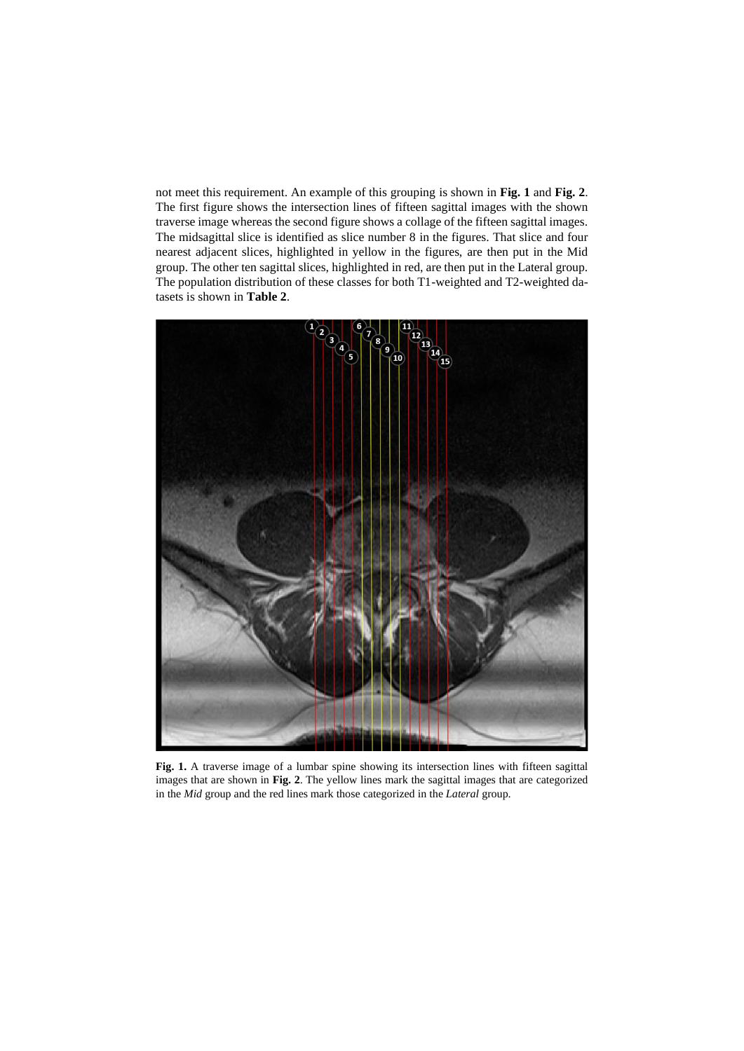not meet this requirement. An example of this grouping is shown in **Fig. 1** and **Fig. 2**. The first figure shows the intersection lines of fifteen sagittal images with the shown traverse image whereas the second figure shows a collage of the fifteen sagittal images. The midsagittal slice is identified as slice number 8 in the figures. That slice and four nearest adjacent slices, highlighted in yellow in the figures, are then put in the Mid group. The other ten sagittal slices, highlighted in red, are then put in the Lateral group. The population distribution of these classes for both T1-weighted and T2-weighted datasets is shown in **Table 2**.

**Fig. 1.** A traverse image of a lumbar spine showing its intersection lines with fifteen sagittal images that are shown in **Fig. 2**. The yellow lines mark the sagittal images that are categorized in the *Mid* group and the red lines mark those categorized in the *Lateral* group.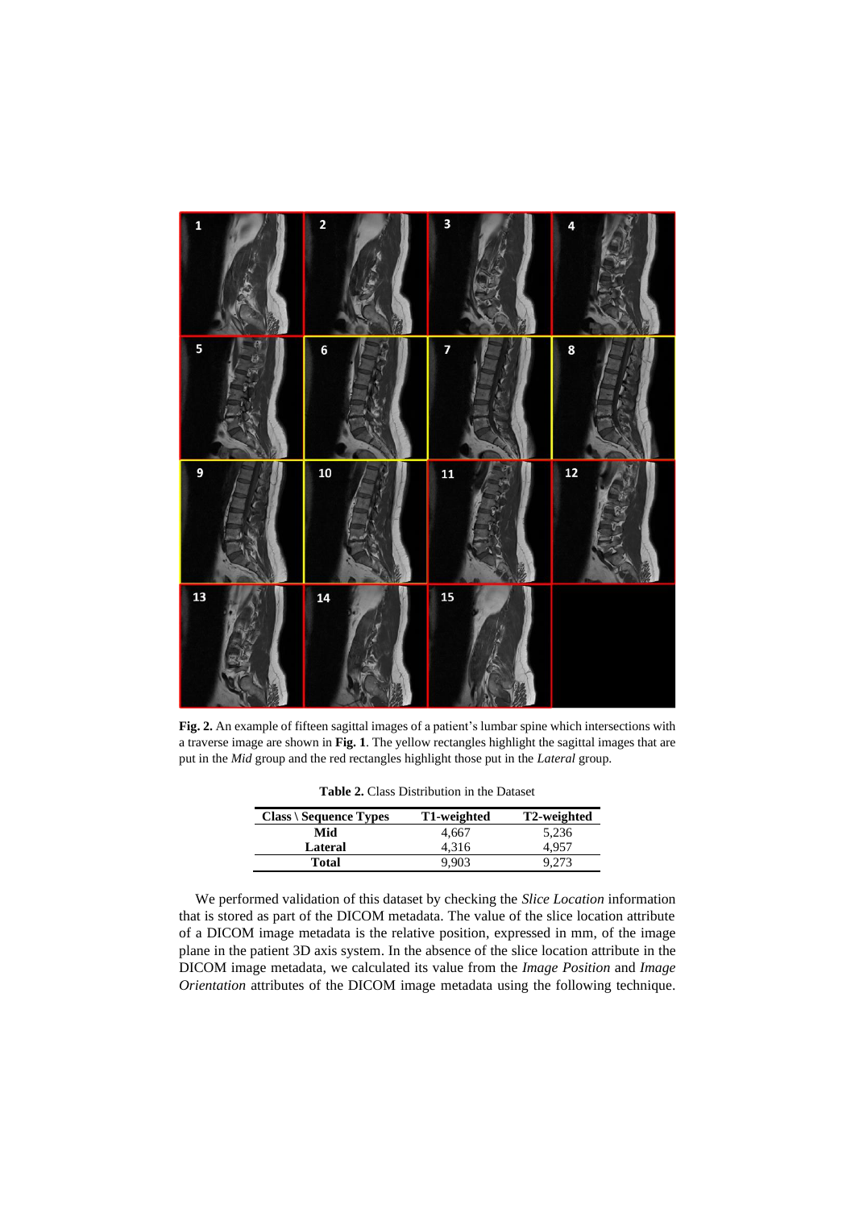**Fig. 2.** An example of fifteen sagittal images of a patient's lumbar spine which intersections with a traverse image are shown in **Fig. 1**. The yellow rectangles highlight the sagittal images that are put in the *Mid* group and the red rectangles highlight those put in the *Lateral* group.

**Table 2.** Class Distribution in the Dataset

| Class \ Sequence Types | T1-weighted | T2-weighted |
|---|---|---|
| **Mid** | 4,667 | 5,236 |
| **Lateral** | 4,316 | 4,957 |
| **Total** | 9,903 | 9,273 |

We performed validation of this dataset by checking the *Slice Location* information that is stored as part of the DICOM metadata. The value of the slice location attribute of a DICOM image metadata is the relative position, expressed in mm, of the image plane in the patient 3D axis system. In the absence of the slice location attribute in the DICOM image metadata, we calculated its value from the *Image Position* and *Image Orientation* attributes of the DICOM image metadata using the following technique.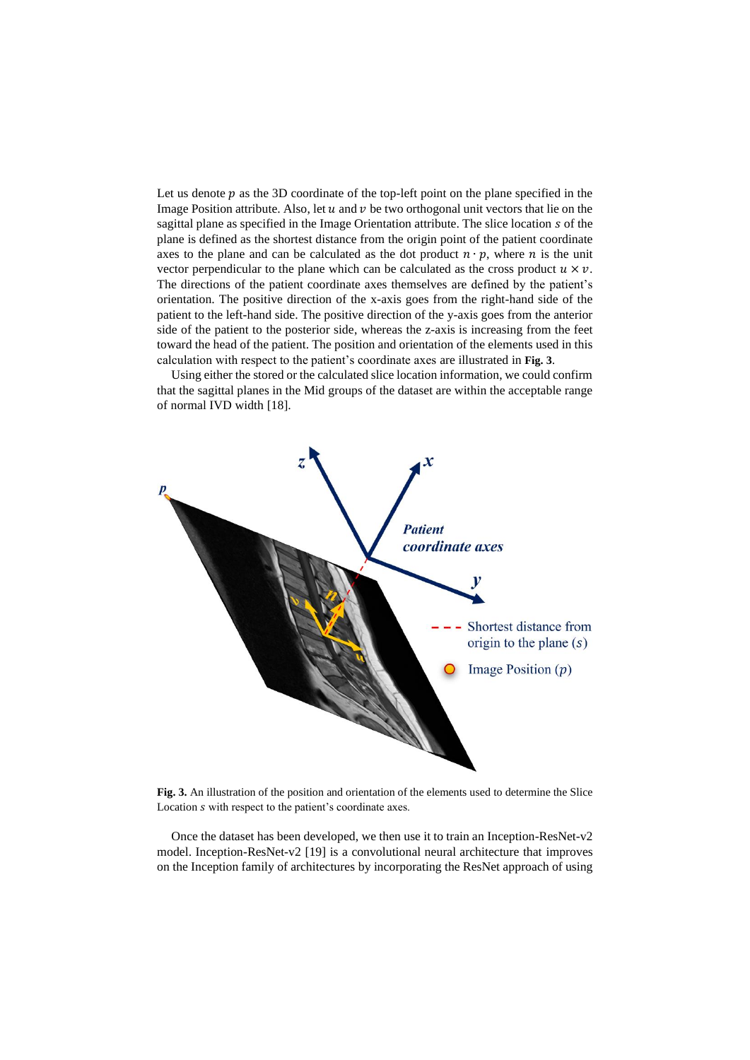Let us denote $p$ as the 3D coordinate of the top-left point on the plane specified in the Image Position attribute. Also, let $u$ and $v$ be two orthogonal unit vectors that lie on the sagittal plane as specified in the Image Orientation attribute. The slice location $s$ of the plane is defined as the shortest distance from the origin point of the patient coordinate axes to the plane and can be calculated as the dot product $n \cdot p$, where $n$ is the unit vector perpendicular to the plane which can be calculated as the cross product $u \times v$. The directions of the patient coordinate axes themselves are defined by the patient's orientation. The positive direction of the x-axis goes from the right-hand side of the patient to the left-hand side. The positive direction of the y-axis goes from the anterior side of the patient to the posterior side, whereas the z-axis is increasing from the feet toward the head of the patient. The position and orientation of the elements used in this calculation with respect to the patient's coordinate axes are illustrated in **Fig. 3**.

Using either the stored or the calculated slice location information, we could confirm that the sagittal planes in the Mid groups of the dataset are within the acceptable range of normal IVD width [18].

**Fig. 3.** An illustration of the position and orientation of the elements used to determine the Slice Location $s$ with respect to the patient's coordinate axes.

Once the dataset has been developed, we then use it to train an Inception-ResNet-v2 model. Inception-ResNet-v2 [19] is a convolutional neural architecture that improves on the Inception family of architectures by incorporating the ResNet approach of using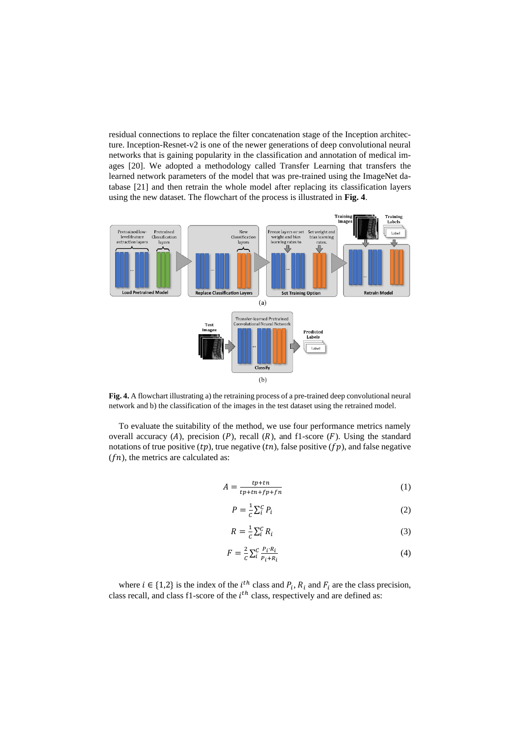residual connections to replace the filter concatenation stage of the Inception architecture. Inception-Resnet-v2 is one of the newer generations of deep convolutional neural networks that is gaining popularity in the classification and annotation of medical images [20]. We adopted a methodology called Transfer Learning that transfers the learned network parameters of the model that was pre-trained using the ImageNet database [21] and then retrain the whole model after replacing its classification layers using the new dataset. The flowchart of the process is illustrated in **Fig. 4**.

**Fig. 4.** A flowchart illustrating a) the retraining process of a pre-trained deep convolutional neural network and b) the classification of the images in the test dataset using the retrained model.

To evaluate the suitability of the method, we use four performance metrics namely overall accuracy ($A$), precision ($P$), recall ($R$), and f1-score ($F$). Using the standard notations of true positive ($tp$), true negative ($tn$), false positive ($fp$), and false negative ($fn$), the metrics are calculated as:

$$A = \frac{tp+tn}{tp+tn+fp+fn} \tag{1}$$

$$P = \frac{1}{c}\sum_{i}^{c} P_i \tag{2}$$

$$R = \frac{1}{c}\sum_{i}^{c} R_i \tag{3}$$

$$F = \frac{2}{c}\sum_{i}^{c} \frac{P_i \cdot R_i}{P_i + R_i} \tag{4}$$

where $i \in \{1,2\}$ is the index of the $i^{th}$ class and $P_i$, $R_i$ and $F_i$ are the class precision, class recall, and class f1-score of the $i^{th}$ class, respectively and are defined as: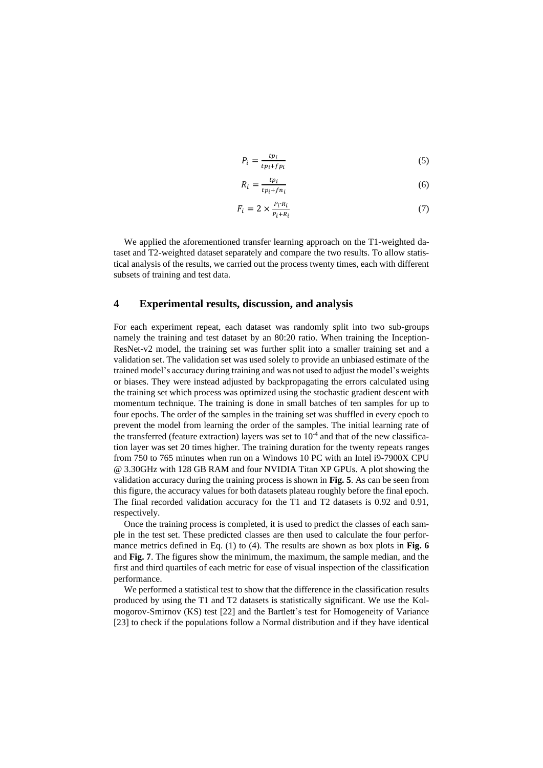$$P_i = \frac{tp_i}{tp_i + fp_i} \tag{5}$$

$$R_i = \frac{tp_i}{tp_i + fn_i} \tag{6}$$

$$F_i = 2 \times \frac{P_i \cdot R_i}{P_i + R_i} \tag{7}$$

We applied the aforementioned transfer learning approach on the T1-weighted dataset and T2-weighted dataset separately and compare the two results. To allow statistical analysis of the results, we carried out the process twenty times, each with different subsets of training and test data.

## 4 Experimental results, discussion, and analysis

For each experiment repeat, each dataset was randomly split into two sub-groups namely the training and test dataset by an 80:20 ratio. When training the Inception-ResNet-v2 model, the training set was further split into a smaller training set and a validation set. The validation set was used solely to provide an unbiased estimate of the trained model's accuracy during training and was not used to adjust the model's weights or biases. They were instead adjusted by backpropagating the errors calculated using the training set which process was optimized using the stochastic gradient descent with momentum technique. The training is done in small batches of ten samples for up to four epochs. The order of the samples in the training set was shuffled in every epoch to prevent the model from learning the order of the samples. The initial learning rate of the transferred (feature extraction) layers was set to $10^{-4}$ and that of the new classification layer was set 20 times higher. The training duration for the twenty repeats ranges from 750 to 765 minutes when run on a Windows 10 PC with an Intel i9-7900X CPU @ 3.30GHz with 128 GB RAM and four NVIDIA Titan XP GPUs. A plot showing the validation accuracy during the training process is shown in **Fig. 5**. As can be seen from this figure, the accuracy values for both datasets plateau roughly before the final epoch. The final recorded validation accuracy for the T1 and T2 datasets is 0.92 and 0.91, respectively.

Once the training process is completed, it is used to predict the classes of each sample in the test set. These predicted classes are then used to calculate the four performance metrics defined in Eq. (1) to (4). The results are shown as box plots in **Fig. 6** and **Fig. 7**. The figures show the minimum, the maximum, the sample median, and the first and third quartiles of each metric for ease of visual inspection of the classification performance.

We performed a statistical test to show that the difference in the classification results produced by using the T1 and T2 datasets is statistically significant. We use the Kolmogorov-Smirnov (KS) test [22] and the Bartlett's test for Homogeneity of Variance [23] to check if the populations follow a Normal distribution and if they have identical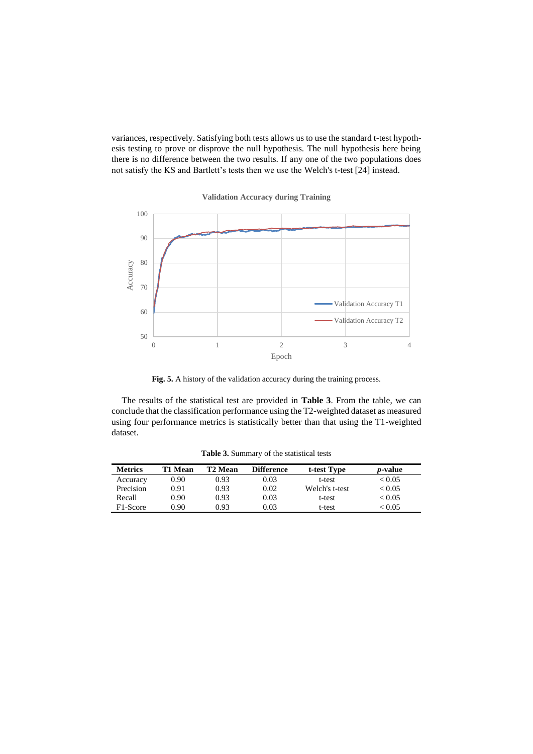variances, respectively. Satisfying both tests allows us to use the standard t-test hypothesis testing to prove or disprove the null hypothesis. The null hypothesis here being there is no difference between the two results. If any one of the two populations does not satisfy the KS and Bartlett's tests then we use the Welch's t-test [24] instead.

**Fig. 5.** A history of the validation accuracy during the training process.

The results of the statistical test are provided in **Table 3**. From the table, we can conclude that the classification performance using the T2-weighted dataset as measured using four performance metrics is statistically better than that using the T1-weighted dataset.

**Table 3.** Summary of the statistical tests

| Metrics | T1 Mean | T2 Mean | Difference | t-test Type | *p*-value |
|---|---|---|---|---|---|
| Accuracy | 0.90 | 0.93 | 0.03 | t-test | < 0.05 |
| Precision | 0.91 | 0.93 | 0.02 | Welch's t-test | < 0.05 |
| Recall | 0.90 | 0.93 | 0.03 | t-test | < 0.05 |
| F1-Score | 0.90 | 0.93 | 0.03 | t-test | < 0.05 |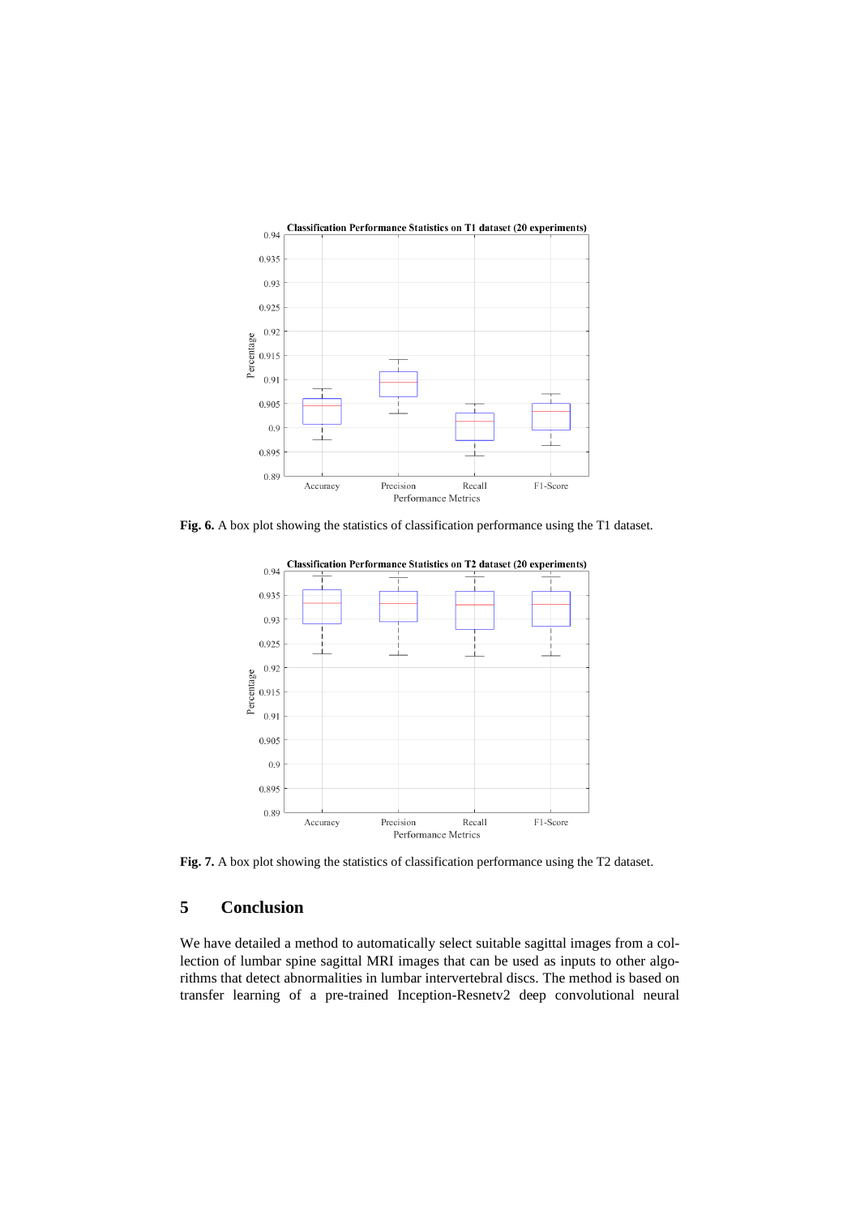**Fig. 6.** A box plot showing the statistics of classification performance using the T1 dataset.

**Fig. 7.** A box plot showing the statistics of classification performance using the T2 dataset.

## 5 Conclusion

We have detailed a method to automatically select suitable sagittal images from a collection of lumbar spine sagittal MRI images that can be used as inputs to other algorithms that detect abnormalities in lumbar intervertebral discs. The method is based on transfer learning of a pre-trained Inception-Resnetv2 deep convolutional neural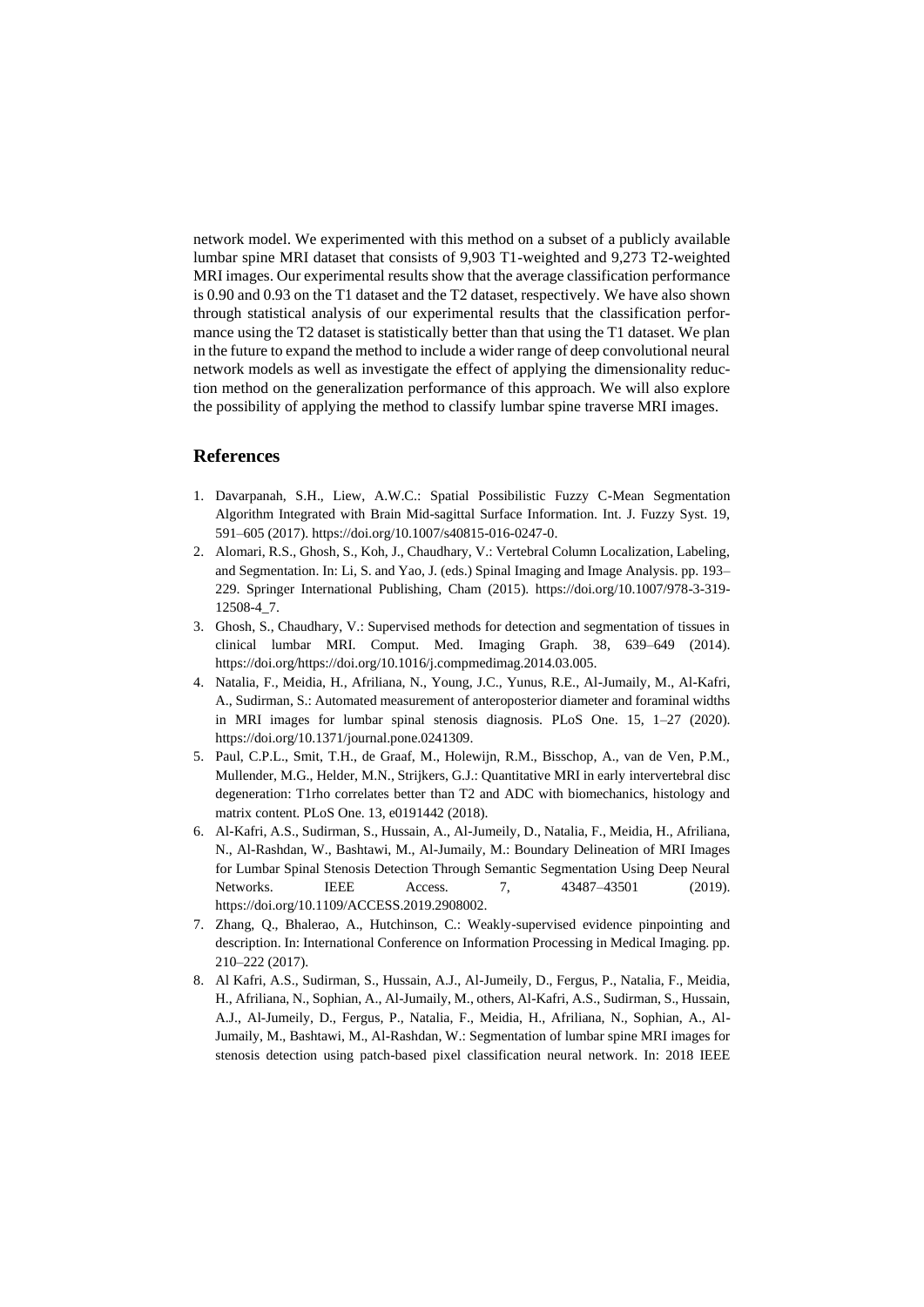network model. We experimented with this method on a subset of a publicly available lumbar spine MRI dataset that consists of 9,903 T1-weighted and 9,273 T2-weighted MRI images. Our experimental results show that the average classification performance is 0.90 and 0.93 on the T1 dataset and the T2 dataset, respectively. We have also shown through statistical analysis of our experimental results that the classification performance using the T2 dataset is statistically better than that using the T1 dataset. We plan in the future to expand the method to include a wider range of deep convolutional neural network models as well as investigate the effect of applying the dimensionality reduction method on the generalization performance of this approach. We will also explore the possibility of applying the method to classify lumbar spine traverse MRI images.

## References

1. Davarpanah, S.H., Liew, A.W.C.: Spatial Possibilistic Fuzzy C-Mean Segmentation Algorithm Integrated with Brain Mid-sagittal Surface Information. Int. J. Fuzzy Syst. 19, 591–605 (2017). https://doi.org/10.1007/s40815-016-0247-0.
2. Alomari, R.S., Ghosh, S., Koh, J., Chaudhary, V.: Vertebral Column Localization, Labeling, and Segmentation. In: Li, S. and Yao, J. (eds.) Spinal Imaging and Image Analysis. pp. 193–229. Springer International Publishing, Cham (2015). https://doi.org/10.1007/978-3-319-12508-4_7.
3. Ghosh, S., Chaudhary, V.: Supervised methods for detection and segmentation of tissues in clinical lumbar MRI. Comput. Med. Imaging Graph. 38, 639–649 (2014). https://doi.org/https://doi.org/10.1016/j.compmedimag.2014.03.005.
4. Natalia, F., Meidia, H., Afriliana, N., Young, J.C., Yunus, R.E., Al-Jumaily, M., Al-Kafri, A., Sudirman, S.: Automated measurement of anteroposterior diameter and foraminal widths in MRI images for lumbar spinal stenosis diagnosis. PLoS One. 15, 1–27 (2020). https://doi.org/10.1371/journal.pone.0241309.
5. Paul, C.P.L., Smit, T.H., de Graaf, M., Holewijn, R.M., Bisschop, A., van de Ven, P.M., Mullender, M.G., Helder, M.N., Strijkers, G.J.: Quantitative MRI in early intervertebral disc degeneration: T1rho correlates better than T2 and ADC with biomechanics, histology and matrix content. PLoS One. 13, e0191442 (2018).
6. Al-Kafri, A.S., Sudirman, S., Hussain, A., Al-Jumeily, D., Natalia, F., Meidia, H., Afriliana, N., Al-Rashdan, W., Bashtawi, M., Al-Jumaily, M.: Boundary Delineation of MRI Images for Lumbar Spinal Stenosis Detection Through Semantic Segmentation Using Deep Neural Networks. IEEE Access. 7, 43487–43501 (2019). https://doi.org/10.1109/ACCESS.2019.2908002.
7. Zhang, Q., Bhalerao, A., Hutchinson, C.: Weakly-supervised evidence pinpointing and description. In: International Conference on Information Processing in Medical Imaging. pp. 210–222 (2017).
8. Al Kafri, A.S., Sudirman, S., Hussain, A.J., Al-Jumeily, D., Fergus, P., Natalia, F., Meidia, H., Afriliana, N., Sophian, A., Al-Jumaily, M., others, Al-Kafri, A.S., Sudirman, S., Hussain, A.J., Al-Jumeily, D., Fergus, P., Natalia, F., Meidia, H., Afriliana, N., Sophian, A., Al-Jumaily, M., Bashtawi, M., Al-Rashdan, W.: Segmentation of lumbar spine MRI images for stenosis detection using patch-based pixel classification neural network. In: 2018 IEEE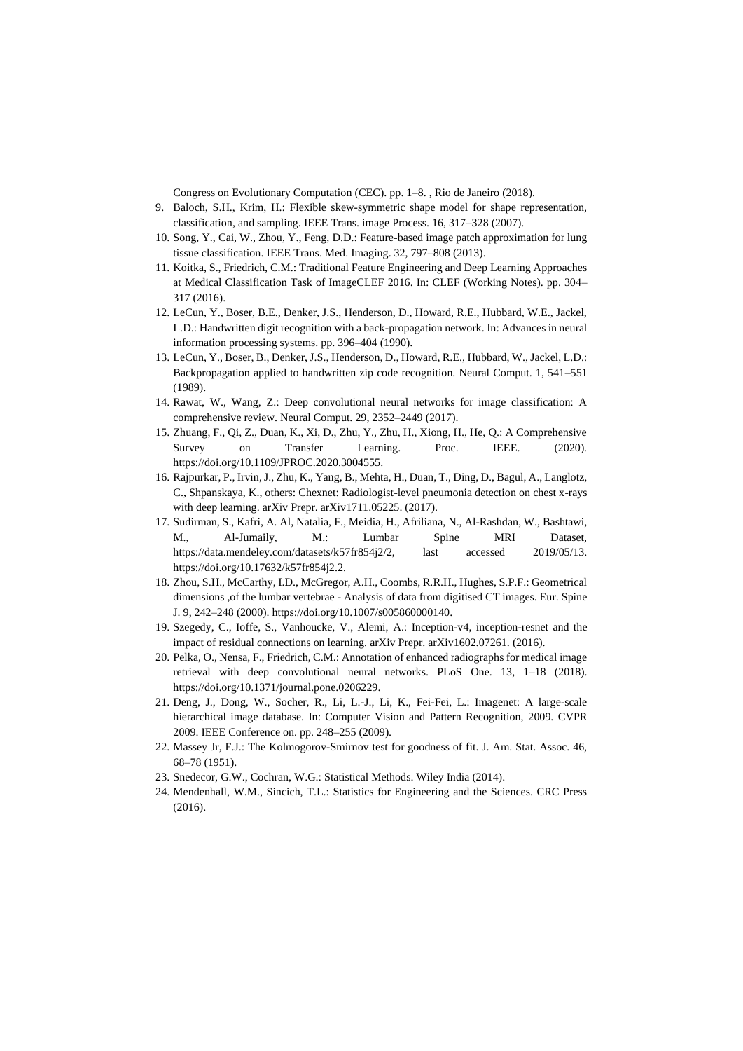Congress on Evolutionary Computation (CEC). pp. 1–8. , Rio de Janeiro (2018).

9. Baloch, S.H., Krim, H.: Flexible skew-symmetric shape model for shape representation, classification, and sampling. IEEE Trans. image Process. 16, 317–328 (2007).
10. Song, Y., Cai, W., Zhou, Y., Feng, D.D.: Feature-based image patch approximation for lung tissue classification. IEEE Trans. Med. Imaging. 32, 797–808 (2013).
11. Koitka, S., Friedrich, C.M.: Traditional Feature Engineering and Deep Learning Approaches at Medical Classification Task of ImageCLEF 2016. In: CLEF (Working Notes). pp. 304–317 (2016).
12. LeCun, Y., Boser, B.E., Denker, J.S., Henderson, D., Howard, R.E., Hubbard, W.E., Jackel, L.D.: Handwritten digit recognition with a back-propagation network. In: Advances in neural information processing systems. pp. 396–404 (1990).
13. LeCun, Y., Boser, B., Denker, J.S., Henderson, D., Howard, R.E., Hubbard, W., Jackel, L.D.: Backpropagation applied to handwritten zip code recognition. Neural Comput. 1, 541–551 (1989).
14. Rawat, W., Wang, Z.: Deep convolutional neural networks for image classification: A comprehensive review. Neural Comput. 29, 2352–2449 (2017).
15. Zhuang, F., Qi, Z., Duan, K., Xi, D., Zhu, Y., Zhu, H., Xiong, H., He, Q.: A Comprehensive Survey on Transfer Learning. Proc. IEEE. (2020). https://doi.org/10.1109/JPROC.2020.3004555.
16. Rajpurkar, P., Irvin, J., Zhu, K., Yang, B., Mehta, H., Duan, T., Ding, D., Bagul, A., Langlotz, C., Shpanskaya, K., others: Chexnet: Radiologist-level pneumonia detection on chest x-rays with deep learning. arXiv Prepr. arXiv1711.05225. (2017).
17. Sudirman, S., Kafri, A. Al, Natalia, F., Meidia, H., Afriliana, N., Al-Rashdan, W., Bashtawi, M., Al-Jumaily, M.: Lumbar Spine MRI Dataset, https://data.mendeley.com/datasets/k57fr854j2/2, last accessed 2019/05/13. https://doi.org/10.17632/k57fr854j2.2.
18. Zhou, S.H., McCarthy, I.D., McGregor, A.H., Coombs, R.R.H., Hughes, S.P.F.: Geometrical dimensions ,of the lumbar vertebrae - Analysis of data from digitised CT images. Eur. Spine J. 9, 242–248 (2000). https://doi.org/10.1007/s005860000140.
19. Szegedy, C., Ioffe, S., Vanhoucke, V., Alemi, A.: Inception-v4, inception-resnet and the impact of residual connections on learning. arXiv Prepr. arXiv1602.07261. (2016).
20. Pelka, O., Nensa, F., Friedrich, C.M.: Annotation of enhanced radiographs for medical image retrieval with deep convolutional neural networks. PLoS One. 13, 1–18 (2018). https://doi.org/10.1371/journal.pone.0206229.
21. Deng, J., Dong, W., Socher, R., Li, L.-J., Li, K., Fei-Fei, L.: Imagenet: A large-scale hierarchical image database. In: Computer Vision and Pattern Recognition, 2009. CVPR 2009. IEEE Conference on. pp. 248–255 (2009).
22. Massey Jr, F.J.: The Kolmogorov-Smirnov test for goodness of fit. J. Am. Stat. Assoc. 46, 68–78 (1951).
23. Snedecor, G.W., Cochran, W.G.: Statistical Methods. Wiley India (2014).
24. Mendenhall, W.M., Sincich, T.L.: Statistics for Engineering and the Sciences. CRC Press (2016).